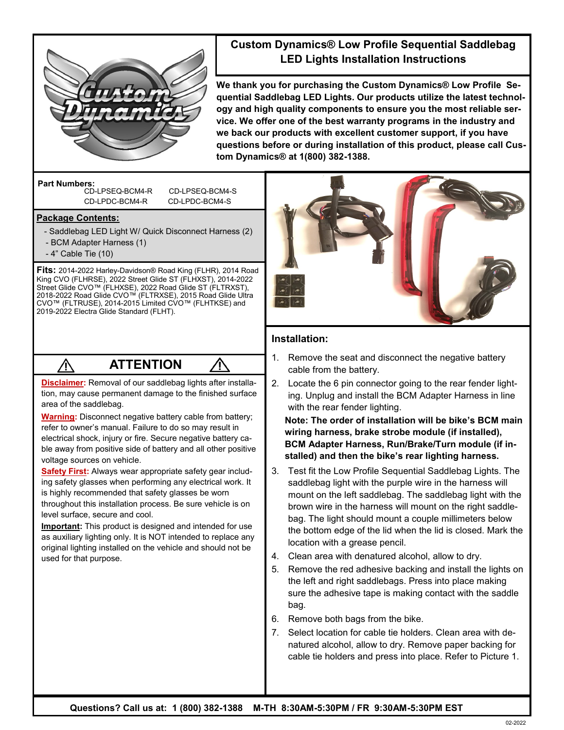# Custom Dynamics® Low Profile Sequential Saddlebag LED Lights Installation Instructions

**We thank you for purchasing the Custom Dynamics® Low Profile Sequential Saddlebag LED Lights. Our products utilize the latest technology and high quality components to ensure you the most reliable service. We offer one of the best warranty programs in the industry and we back our products with excellent customer support, if you have questions before or during installation of this product, please call Custom Dynamics® at 1(800) 382-1388.**

**Part Numbers:**

CD-LPSEQ-BCM4-R CD-LPSEQ-BCM4-S
CD-LPDC-BCM4-R CD-LPDC-BCM4-S

**Package Contents:**

- Saddlebag LED Light W/ Quick Disconnect Harness (2)
- BCM Adapter Harness (1)
- 4" Cable Tie (10)

**Fits:** 2014-2022 Harley-Davidson® Road King (FLHR), 2014 Road King CVO (FLHRSE), 2022 Street Glide ST (FLHXST), 2014-2022 Street Glide CVO™ (FLHXSE), 2022 Road Glide ST (FLTRXST), 2018-2022 Road Glide CVO™ (FLTRXSE), 2015 Road Glide Ultra CVO™ (FLTRUSE), 2014-2015 Limited CVO™ (FLHTKSE) and 2019-2022 Electra Glide Standard (FLHT).

## ⚠ ATTENTION ⚠

**Disclaimer:** Removal of our saddlebag lights after installation, may cause permanent damage to the finished surface area of the saddlebag.

**Warning:** Disconnect negative battery cable from battery; refer to owner's manual. Failure to do so may result in electrical shock, injury or fire. Secure negative battery cable away from positive side of battery and all other positive voltage sources on vehicle.

**Safety First:** Always wear appropriate safety gear including safety glasses when performing any electrical work. It is highly recommended that safety glasses be worn throughout this installation process. Be sure vehicle is on level surface, secure and cool.

**Important:** This product is designed and intended for use as auxiliary lighting only. It is NOT intended to replace any original lighting installed on the vehicle and should not be used for that purpose.

## Installation:

1. Remove the seat and disconnect the negative battery cable from the battery.
2. Locate the 6 pin connector going to the rear fender lighting. Unplug and install the BCM Adapter Harness in line with the rear fender lighting.

   **Note: The order of installation will be bike's BCM main wiring harness, brake strobe module (if installed), BCM Adapter Harness, Run/Brake/Turn module (if installed) and then the bike's rear lighting harness.**

3. Test fit the Low Profile Sequential Saddlebag Lights. The saddlebag light with the purple wire in the harness will mount on the left saddlebag. The saddlebag light with the brown wire in the harness will mount on the right saddlebag. The light should mount a couple millimeters below the bottom edge of the lid when the lid is closed. Mark the location with a grease pencil.
4. Clean area with denatured alcohol, allow to dry.
5. Remove the red adhesive backing and install the lights on the left and right saddlebags. Press into place making sure the adhesive tape is making contact with the saddle bag.
6. Remove both bags from the bike.
7. Select location for cable tie holders. Clean area with denatured alcohol, allow to dry. Remove paper backing for cable tie holders and press into place. Refer to Picture 1.

**Questions? Call us at: 1 (800) 382-1388 M-TH 8:30AM-5:30PM / FR 9:30AM-5:30PM EST**

02-2022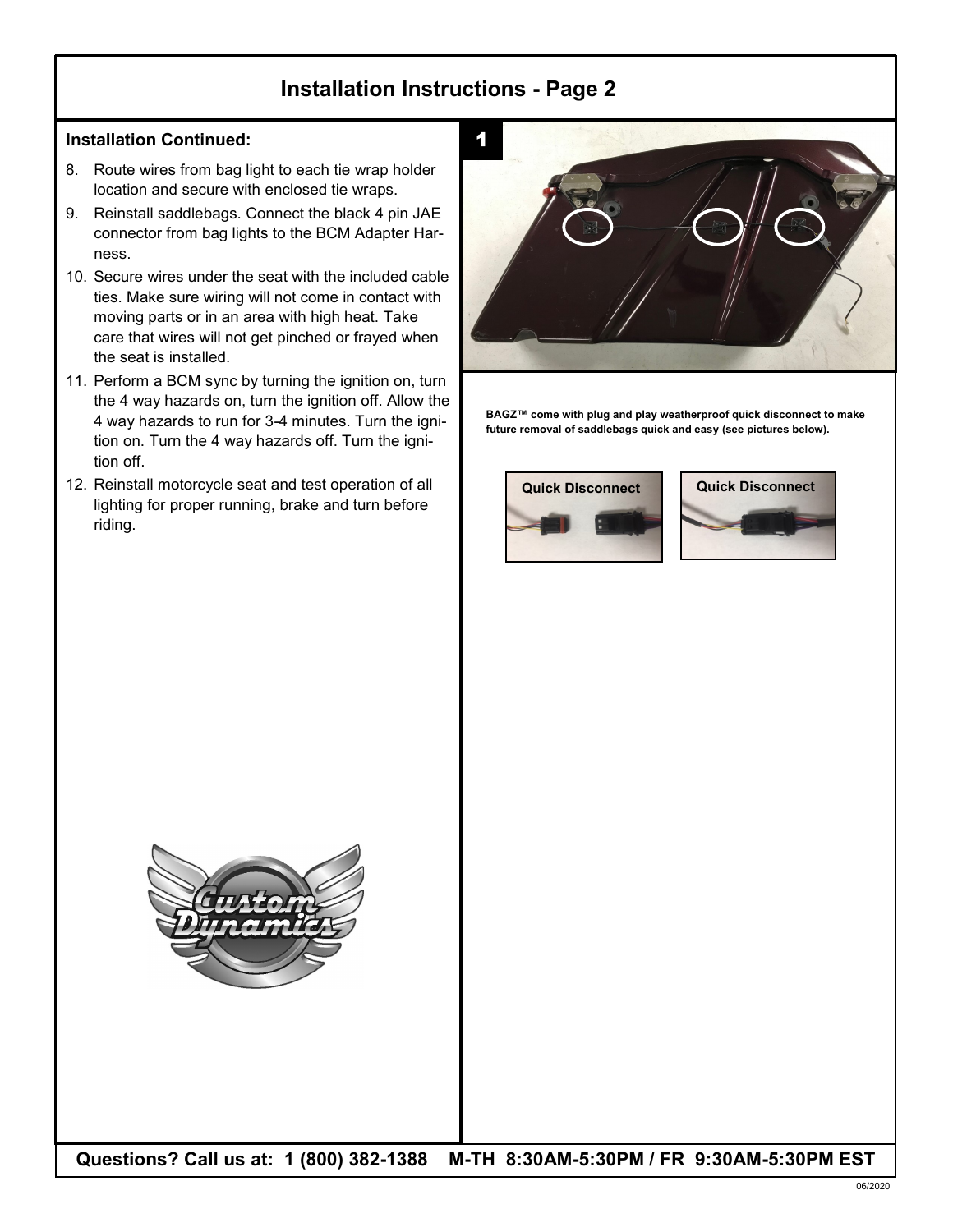# Installation Instructions - Page 2

**Installation Continued:**

8. Route wires from bag light to each tie wrap holder location and secure with enclosed tie wraps.
9. Reinstall saddlebags. Connect the black 4 pin JAE connector from bag lights to the BCM Adapter Harness.
10. Secure wires under the seat with the included cable ties. Make sure wiring will not come in contact with moving parts or in an area with high heat. Take care that wires will not get pinched or frayed when the seat is installed.
11. Perform a BCM sync by turning the ignition on, turn the 4 way hazards on, turn the ignition off. Allow the 4 way hazards to run for 3-4 minutes. Turn the ignition on. Turn the 4 way hazards off. Turn the ignition off.
12. Reinstall motorcycle seat and test operation of all lighting for proper running, brake and turn before riding.

1

**BAGZ™ come with plug and play weatherproof quick disconnect to make future removal of saddlebags quick and easy (see pictures below).**

Quick Disconnect

Quick Disconnect

**Questions? Call us at: 1 (800) 382-1388 M-TH 8:30AM-5:30PM / FR 9:30AM-5:30PM EST**

06/2020